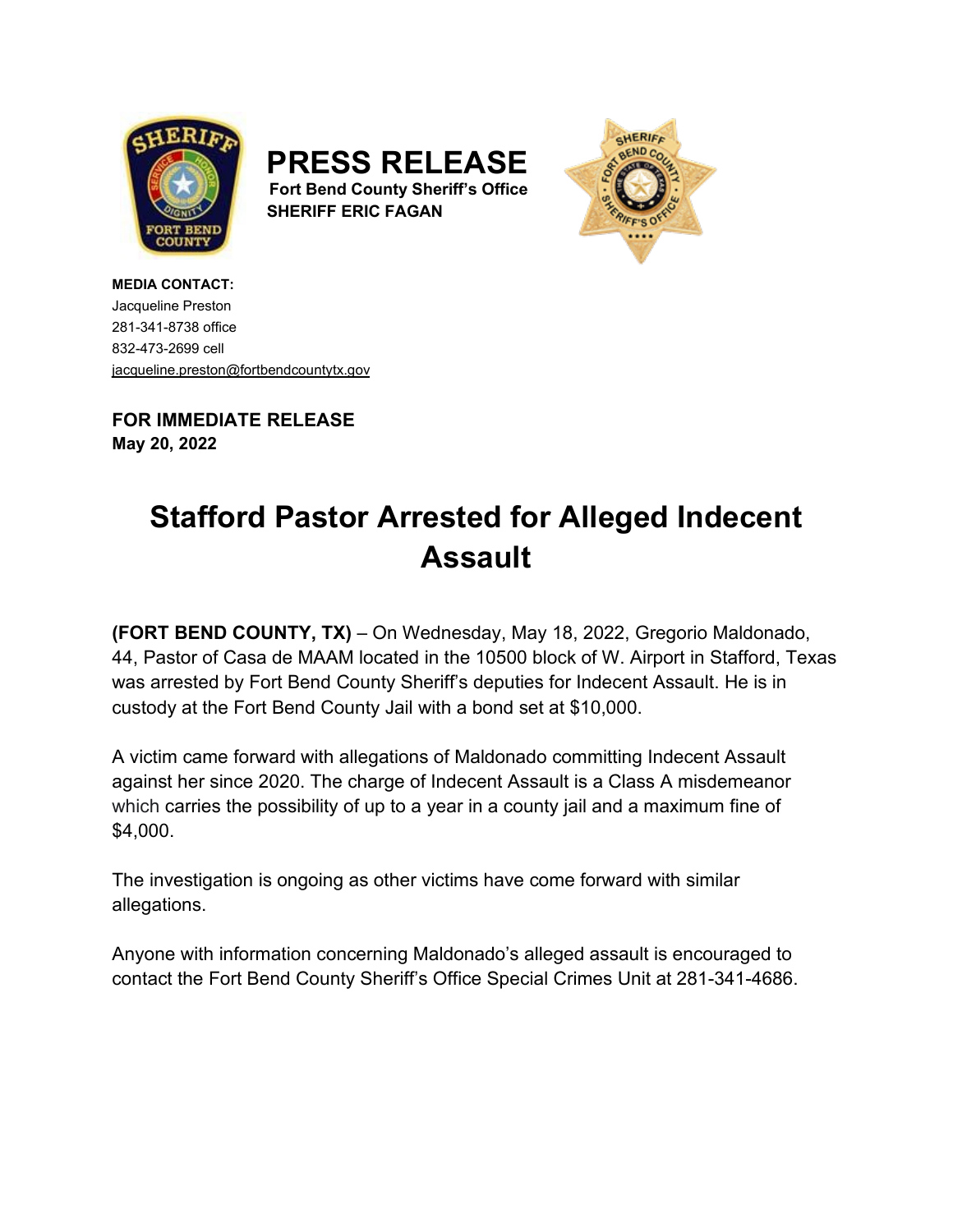# PRESS RELEASE

**Fort Bend County Sheriff's Office**
**SHERIFF ERIC FAGAN**

**MEDIA CONTACT:**
Jacqueline Preston
281-341-8738 office
832-473-2699 cell
jacqueline.preston@fortbendcountytx.gov

**FOR IMMEDIATE RELEASE**
**May 20, 2022**

## Stafford Pastor Arrested for Alleged Indecent Assault

**(FORT BEND COUNTY, TX)** – On Wednesday, May 18, 2022, Gregorio Maldonado, 44, Pastor of Casa de MAAM located in the 10500 block of W. Airport in Stafford, Texas was arrested by Fort Bend County Sheriff's deputies for Indecent Assault. He is in custody at the Fort Bend County Jail with a bond set at $10,000.

A victim came forward with allegations of Maldonado committing Indecent Assault against her since 2020. The charge of Indecent Assault is a Class A misdemeanor which carries the possibility of up to a year in a county jail and a maximum fine of $4,000.

The investigation is ongoing as other victims have come forward with similar allegations.

Anyone with information concerning Maldonado's alleged assault is encouraged to contact the Fort Bend County Sheriff's Office Special Crimes Unit at 281-341-4686.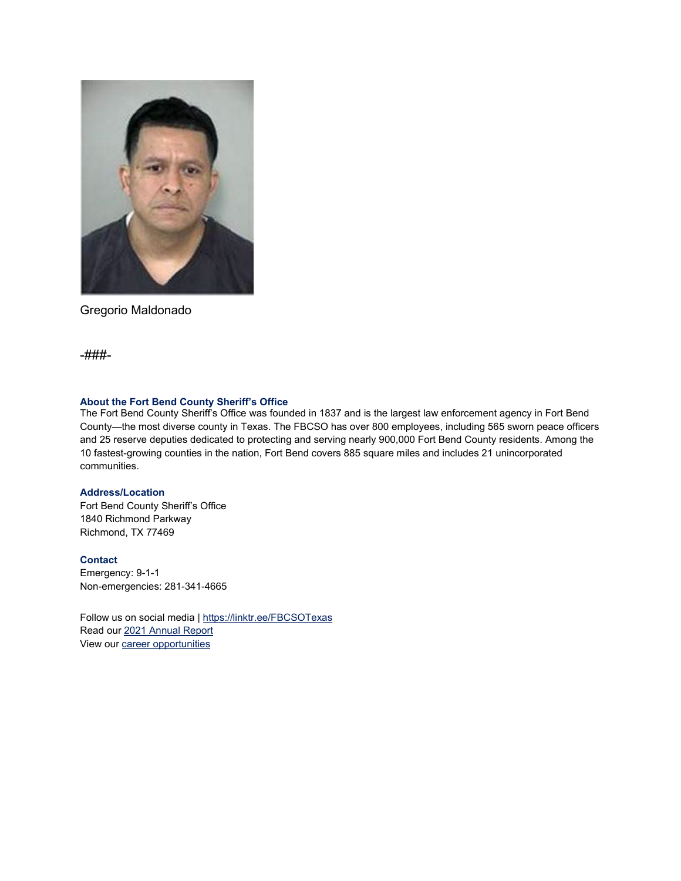Gregorio Maldonado

-###-

**About the Fort Bend County Sheriff's Office**

The Fort Bend County Sheriff's Office was founded in 1837 and is the largest law enforcement agency in Fort Bend County—the most diverse county in Texas. The FBCSO has over 800 employees, including 565 sworn peace officers and 25 reserve deputies dedicated to protecting and serving nearly 900,000 Fort Bend County residents. Among the 10 fastest-growing counties in the nation, Fort Bend covers 885 square miles and includes 21 unincorporated communities.

**Address/Location**

Fort Bend County Sheriff's Office
1840 Richmond Parkway
Richmond, TX 77469

**Contact**

Emergency: 9-1-1
Non-emergencies: 281-341-4665

Follow us on social media | https://linktr.ee/FBCSOTexas
Read our 2021 Annual Report
View our career opportunities